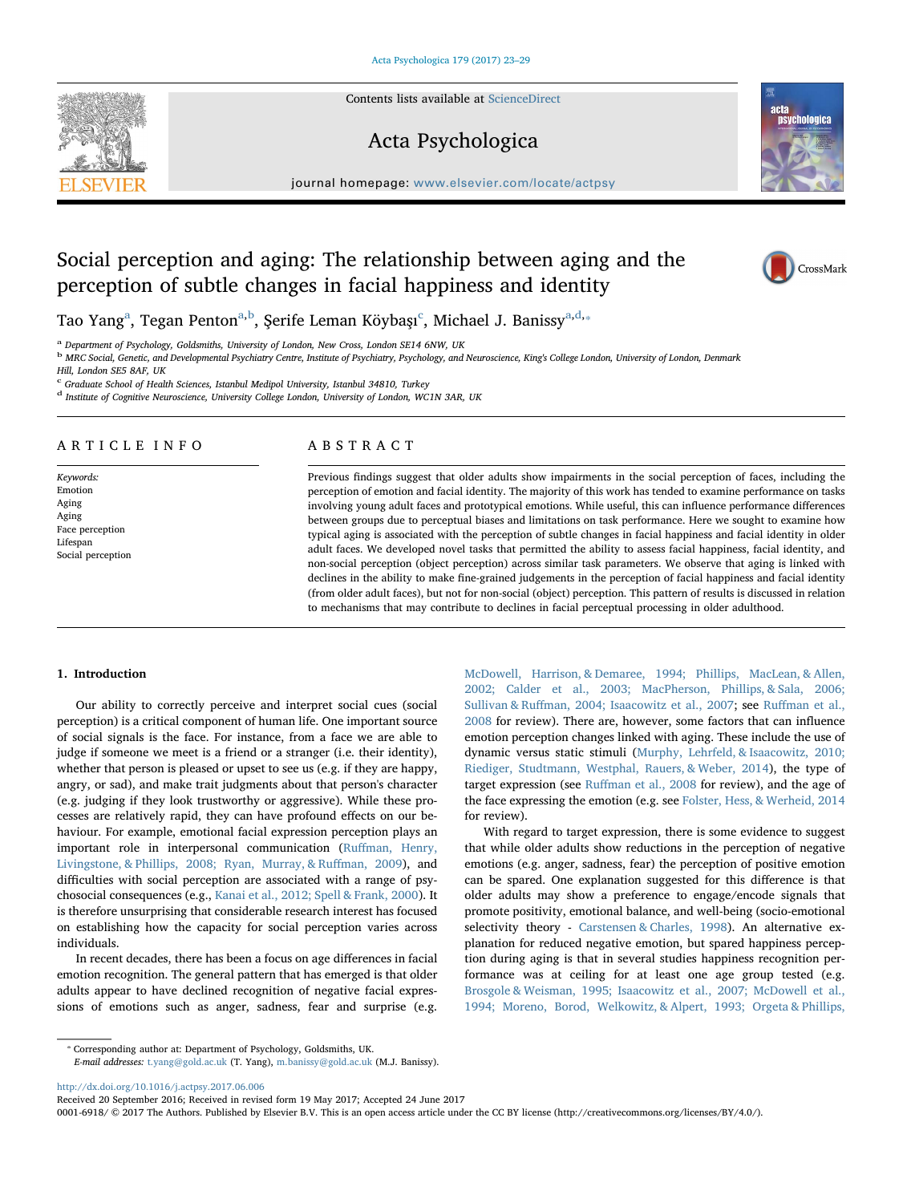# Social perception and aging: The relationship between aging and the perception of subtle changes in facial happiness and identity

Tao Yang[a], Tegan Penton[a,b], Şerife Leman Köybaşı[c], Michael J. Banissy[a,d,*]

[a] Department of Psychology, Goldsmiths, University of London, New Cross, London SE14 6NW, UK
[b] MRC Social, Genetic, and Developmental Psychiatry Centre, Institute of Psychiatry, Psychology, and Neuroscience, King's College London, University of London, Denmark Hill, London SE5 8AF, UK
[c] Graduate School of Health Sciences, Istanbul Medipol University, Istanbul 34810, Turkey
[d] Institute of Cognitive Neuroscience, University College London, University of London, WC1N 3AR, UK

## ARTICLE INFO

*Keywords:*
Emotion
Aging
Aging
Face perception
Lifespan
Social perception

## ABSTRACT

Previous findings suggest that older adults show impairments in the social perception of faces, including the perception of emotion and facial identity. The majority of this work has tended to examine performance on tasks involving young adult faces and prototypical emotions. While useful, this can influence performance differences between groups due to perceptual biases and limitations on task performance. Here we sought to examine how typical aging is associated with the perception of subtle changes in facial happiness and facial identity in older adult faces. We developed novel tasks that permitted the ability to assess facial happiness, facial identity, and non-social perception (object perception) across similar task parameters. We observe that aging is linked with declines in the ability to make fine-grained judgements in the perception of facial happiness and facial identity (from older adult faces), but not for non-social (object) perception. This pattern of results is discussed in relation to mechanisms that may contribute to declines in facial perceptual processing in older adulthood.

## 1. Introduction

Our ability to correctly perceive and interpret social cues (social perception) is a critical component of human life. One important source of social signals is the face. For instance, from a face we are able to judge if someone we meet is a friend or a stranger (i.e. their identity), whether that person is pleased or upset to see us (e.g. if they are happy, angry, or sad), and make trait judgments about that person's character (e.g. judging if they look trustworthy or aggressive). While these processes are relatively rapid, they can have profound effects on our behaviour. For example, emotional facial expression perception plays an important role in interpersonal communication (Ruffman, Henry, Livingstone, & Phillips, 2008; Ryan, Murray, & Ruffman, 2009), and difficulties with social perception are associated with a range of psychosocial consequences (e.g., Kanai et al., 2012; Spell & Frank, 2000). It is therefore unsurprising that considerable research interest has focused on establishing how the capacity for social perception varies across individuals.

In recent decades, there has been a focus on age differences in facial emotion recognition. The general pattern that has emerged is that older adults appear to have declined recognition of negative facial expressions of emotions such as anger, sadness, fear and surprise (e.g. McDowell, Harrison, & Demaree, 1994; Phillips, MacLean, & Allen, 2002; Calder et al., 2003; MacPherson, Phillips, & Sala, 2006; Sullivan & Ruffman, 2004; Isaacowitz et al., 2007; see Ruffman et al., 2008 for review). There are, however, some factors that can influence emotion perception changes linked with aging. These include the use of dynamic versus static stimuli (Murphy, Lehrfeld, & Isaacowitz, 2010; Riediger, Studtmann, Westphal, Rauers, & Weber, 2014), the type of target expression (see Ruffman et al., 2008 for review), and the age of the face expressing the emotion (e.g. see Folster, Hess, & Werheid, 2014 for review).

With regard to target expression, there is some evidence to suggest that while older adults show reductions in the perception of negative emotions (e.g. anger, sadness, fear) the perception of positive emotion can be spared. One explanation suggested for this difference is that older adults may show a preference to engage/encode signals that promote positivity, emotional balance, and well-being (socio-emotional selectivity theory - Carstensen & Charles, 1998). An alternative explanation for reduced negative emotion, but spared happiness perception during aging is that in several studies happiness recognition performance was at ceiling for at least one age group tested (e.g. Brosgole & Weisman, 1995; Isaacowitz et al., 2007; McDowell et al., 1994; Moreno, Borod, Welkowitz, & Alpert, 1993; Orgeta & Phillips,

* Corresponding author at: Department of Psychology, Goldsmiths, UK.
*E-mail addresses:* t.yang@gold.ac.uk (T. Yang), m.banissy@gold.ac.uk (M.J. Banissy).

http://dx.doi.org/10.1016/j.actpsy.2017.06.006
Received 20 September 2016; Received in revised form 19 May 2017; Accepted 24 June 2017
0001-6918/ © 2017 The Authors. Published by Elsevier B.V. This is an open access article under the CC BY license (http://creativecommons.org/licenses/BY/4.0/).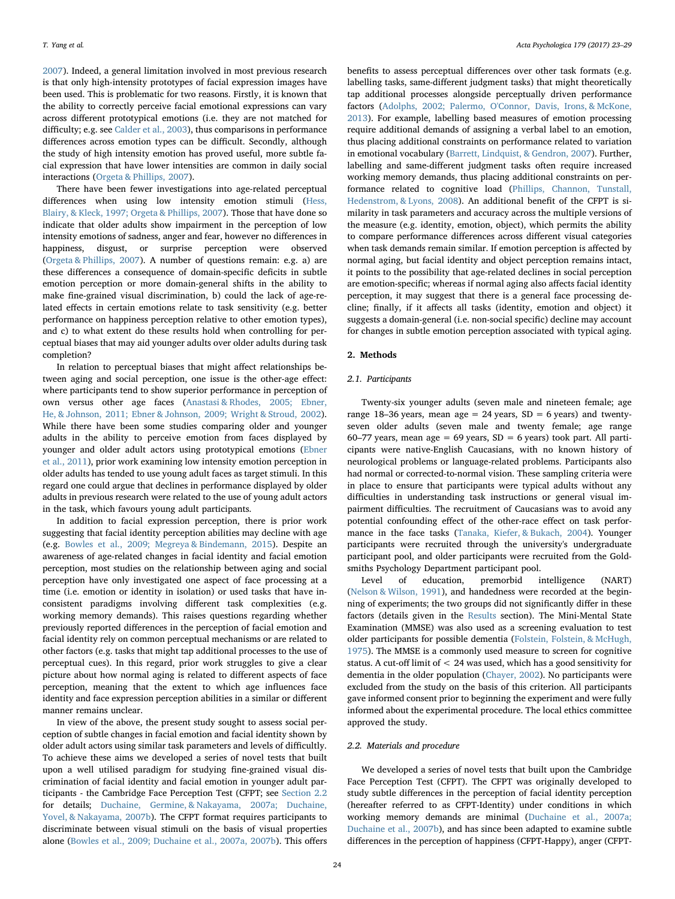2007). Indeed, a general limitation involved in most previous research is that only high-intensity prototypes of facial expression images have been used. This is problematic for two reasons. Firstly, it is known that the ability to correctly perceive facial emotional expressions can vary across different prototypical emotions (i.e. they are not matched for difficulty; e.g. see Calder et al., 2003), thus comparisons in performance differences across emotion types can be difficult. Secondly, although the study of high intensity emotion has proved useful, more subtle facial expression that have lower intensities are common in daily social interactions (Orgeta & Phillips, 2007).

There have been fewer investigations into age-related perceptual differences when using low intensity emotion stimuli (Hess, Blairy, & Kleck, 1997; Orgeta & Phillips, 2007). Those that have done so indicate that older adults show impairment in the perception of low intensity emotions of sadness, anger and fear, however no differences in happiness, disgust, or surprise perception were observed (Orgeta & Phillips, 2007). A number of questions remain: e.g. a) are these differences a consequence of domain-specific deficits in subtle emotion perception or more domain-general shifts in the ability to make fine-grained visual discrimination, b) could the lack of age-related effects in certain emotions relate to task sensitivity (e.g. better performance on happiness perception relative to other emotion types), and c) to what extent do these results hold when controlling for perceptual biases that may aid younger adults over older adults during task completion?

In relation to perceptual biases that might affect relationships between aging and social perception, one issue is the other-age effect: where participants tend to show superior performance in perception of own versus other age faces (Anastasi & Rhodes, 2005; Ebner, He, & Johnson, 2011; Ebner & Johnson, 2009; Wright & Stroud, 2002). While there have been some studies comparing older and younger adults in the ability to perceive emotion from faces displayed by younger and older adult actors using prototypical emotions (Ebner et al., 2011), prior work examining low intensity emotion perception in older adults has tended to use young adult faces as target stimuli. In this regard one could argue that declines in performance displayed by older adults in previous research were related to the use of young adult actors in the task, which favours young adult participants.

In addition to facial expression perception, there is prior work suggesting that facial identity perception abilities may decline with age (e.g. Bowles et al., 2009; Megreya & Bindemann, 2015). Despite an awareness of age-related changes in facial identity and facial emotion perception, most studies on the relationship between aging and social perception have only investigated one aspect of face processing at a time (i.e. emotion or identity in isolation) or used tasks that have inconsistent paradigms involving different task complexities (e.g. working memory demands). This raises questions regarding whether previously reported differences in the perception of facial emotion and facial identity rely on common perceptual mechanisms or are related to other factors (e.g. tasks that might tap additional processes to the use of perceptual cues). In this regard, prior work struggles to give a clear picture about how normal aging is related to different aspects of face perception, meaning that the extent to which age influences face identity and face expression perception abilities in a similar or different manner remains unclear.

In view of the above, the present study sought to assess social perception of subtle changes in facial emotion and facial identity shown by older adult actors using similar task parameters and levels of difficultly. To achieve these aims we developed a series of novel tests that built upon a well utilised paradigm for studying fine-grained visual discrimination of facial identity and facial emotion in younger adult participants - the Cambridge Face Perception Test (CFPT; see Section 2.2 for details; Duchaine, Germine, & Nakayama, 2007a; Duchaine, Yovel, & Nakayama, 2007b). The CFPT format requires participants to discriminate between visual stimuli on the basis of visual properties alone (Bowles et al., 2009; Duchaine et al., 2007a, 2007b). This offers benefits to assess perceptual differences over other task formats (e.g. labelling tasks, same-different judgment tasks) that might theoretically tap additional processes alongside perceptually driven performance factors (Adolphs, 2002; Palermo, O'Connor, Davis, Irons, & McKone, 2013). For example, labelling based measures of emotion processing require additional demands of assigning a verbal label to an emotion, thus placing additional constraints on performance related to variation in emotional vocabulary (Barrett, Lindquist, & Gendron, 2007). Further, labelling and same-different judgment tasks often require increased working memory demands, thus placing additional constraints on performance related to cognitive load (Phillips, Channon, Tunstall, Hedenstrom, & Lyons, 2008). An additional benefit of the CFPT is similarity in task parameters and accuracy across the multiple versions of the measure (e.g. identity, emotion, object), which permits the ability to compare performance differences across different visual categories when task demands remain similar. If emotion perception is affected by normal aging, but facial identity and object perception remains intact, it points to the possibility that age-related declines in social perception are emotion-specific; whereas if normal aging also affects facial identity perception, it may suggest that there is a general face processing decline; finally, if it affects all tasks (identity, emotion and object) it suggests a domain-general (i.e. non-social specific) decline may account for changes in subtle emotion perception associated with typical aging.

## 2. Methods

### 2.1. Participants

Twenty-six younger adults (seven male and nineteen female; age range 18–36 years, mean age = 24 years, SD = 6 years) and twenty-seven older adults (seven male and twenty female; age range 60–77 years, mean age = 69 years, SD = 6 years) took part. All participants were native-English Caucasians, with no known history of neurological problems or language-related problems. Participants also had normal or corrected-to-normal vision. These sampling criteria were in place to ensure that participants were typical adults without any difficulties in understanding task instructions or general visual impairment difficulties. The recruitment of Caucasians was to avoid any potential confounding effect of the other-race effect on task performance in the face tasks (Tanaka, Kiefer, & Bukach, 2004). Younger participants were recruited through the university's undergraduate participant pool, and older participants were recruited from the Goldsmiths Psychology Department participant pool.

Level of education, premorbid intelligence (NART) (Nelson & Wilson, 1991), and handedness were recorded at the beginning of experiments; the two groups did not significantly differ in these factors (details given in the Results section). The Mini-Mental State Examination (MMSE) was also used as a screening evaluation to test older participants for possible dementia (Folstein, Folstein, & McHugh, 1975). The MMSE is a commonly used measure to screen for cognitive status. A cut-off limit of < 24 was used, which has a good sensitivity for dementia in the older population (Chayer, 2002). No participants were excluded from the study on the basis of this criterion. All participants gave informed consent prior to beginning the experiment and were fully informed about the experimental procedure. The local ethics committee approved the study.

### 2.2. Materials and procedure

We developed a series of novel tests that built upon the Cambridge Face Perception Test (CFPT). The CFPT was originally developed to study subtle differences in the perception of facial identity perception (hereafter referred to as CFPT-Identity) under conditions in which working memory demands are minimal (Duchaine et al., 2007a; Duchaine et al., 2007b), and has since been adapted to examine subtle differences in the perception of happiness (CFPT-Happy), anger (CFPT-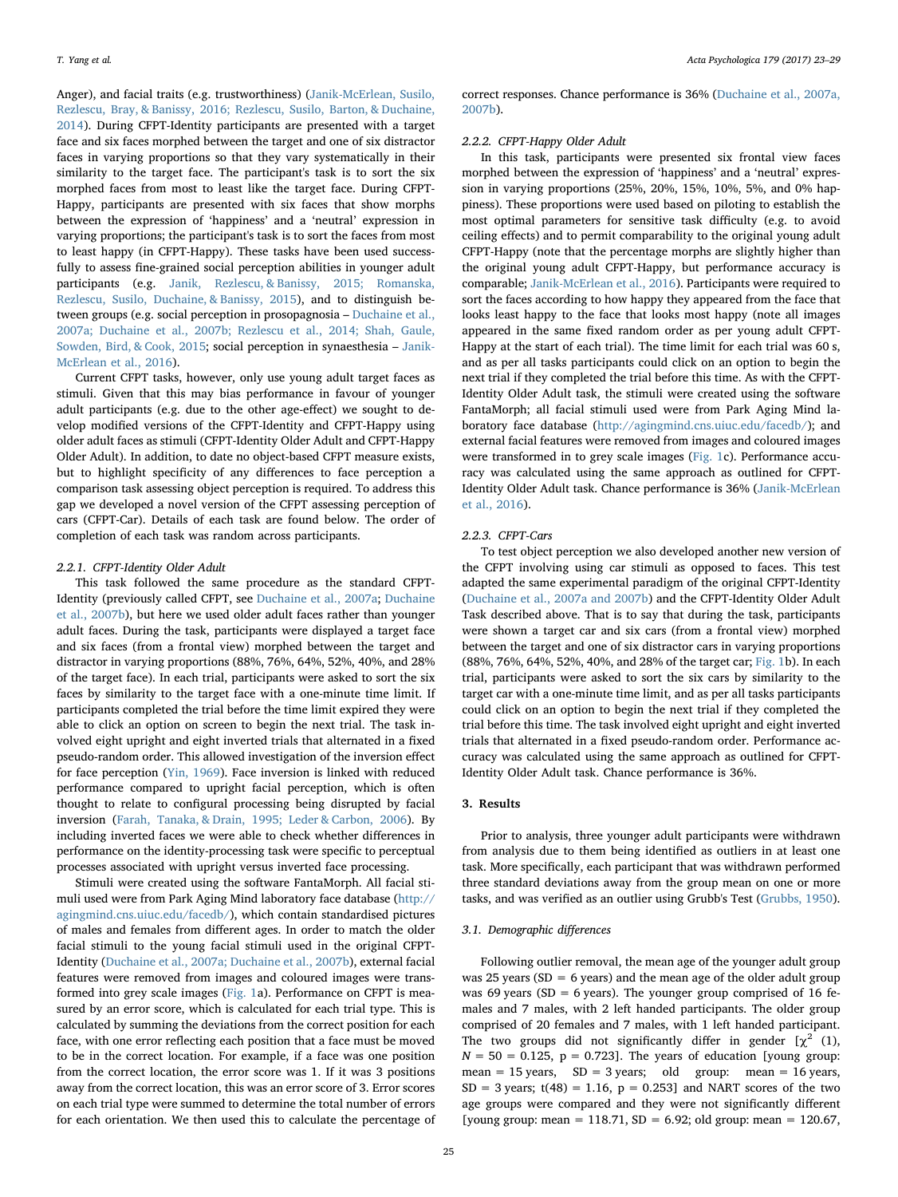Anger), and facial traits (e.g. trustworthiness) (Janik-McErlean, Susilo, Rezlescu, Bray, & Banissy, 2016; Rezlescu, Susilo, Barton, & Duchaine, 2014). During CFPT-Identity participants are presented with a target face and six faces morphed between the target and one of six distractor faces in varying proportions so that they vary systematically in their similarity to the target face. The participant's task is to sort the six morphed faces from most to least like the target face. During CFPT-Happy, participants are presented with six faces that show morphs between the expression of 'happiness' and a 'neutral' expression in varying proportions; the participant's task is to sort the faces from most to least happy (in CFPT-Happy). These tasks have been used successfully to assess fine-grained social perception abilities in younger adult participants (e.g. Janik, Rezlescu, & Banissy, 2015; Romanska, Rezlescu, Susilo, Duchaine, & Banissy, 2015), and to distinguish between groups (e.g. social perception in prosopagnosia – Duchaine et al., 2007a; Duchaine et al., 2007b; Rezlescu et al., 2014; Shah, Gaule, Sowden, Bird, & Cook, 2015; social perception in synaesthesia – Janik-McErlean et al., 2016).

Current CFPT tasks, however, only use young adult target faces as stimuli. Given that this may bias performance in favour of younger adult participants (e.g. due to the other age-effect) we sought to develop modified versions of the CFPT-Identity and CFPT-Happy using older adult faces as stimuli (CFPT-Identity Older Adult and CFPT-Happy Older Adult). In addition, to date no object-based CFPT measure exists, but to highlight specificity of any differences to face perception a comparison task assessing object perception is required. To address this gap we developed a novel version of the CFPT assessing perception of cars (CFPT-Car). Details of each task are found below. The order of completion of each task was random across participants.

#### 2.2.1. CFPT-Identity Older Adult

This task followed the same procedure as the standard CFPT-Identity (previously called CFPT, see Duchaine et al., 2007a; Duchaine et al., 2007b), but here we used older adult faces rather than younger adult faces. During the task, participants were displayed a target face and six faces (from a frontal view) morphed between the target and distractor in varying proportions (88%, 76%, 64%, 52%, 40%, and 28% of the target face). In each trial, participants were asked to sort the six faces by similarity to the target face with a one-minute time limit. If participants completed the trial before the time limit expired they were able to click an option on screen to begin the next trial. The task involved eight upright and eight inverted trials that alternated in a fixed pseudo-random order. This allowed investigation of the inversion effect for face perception (Yin, 1969). Face inversion is linked with reduced performance compared to upright facial perception, which is often thought to relate to configural processing being disrupted by facial inversion (Farah, Tanaka, & Drain, 1995; Leder & Carbon, 2006). By including inverted faces we were able to check whether differences in performance on the identity-processing task were specific to perceptual processes associated with upright versus inverted face processing.

Stimuli were created using the software FantaMorph. All facial stimuli used were from Park Aging Mind laboratory face database (http://agingmind.cns.uiuc.edu/facedb/), which contain standardised pictures of males and females from different ages. In order to match the older facial stimuli to the young facial stimuli used in the original CFPT-Identity (Duchaine et al., 2007a; Duchaine et al., 2007b), external facial features were removed from images and coloured images were transformed into grey scale images (Fig. 1a). Performance on CFPT is measured by an error score, which is calculated for each trial type. This is calculated by summing the deviations from the correct position for each face, with one error reflecting each position that a face must be moved to be in the correct location. For example, if a face was one position from the correct location, the error score was 1. If it was 3 positions away from the correct location, this was an error score of 3. Error scores on each trial type were summed to determine the total number of errors for each orientation. We then used this to calculate the percentage of correct responses. Chance performance is 36% (Duchaine et al., 2007a, 2007b).

#### 2.2.2. CFPT-Happy Older Adult

In this task, participants were presented six frontal view faces morphed between the expression of 'happiness' and a 'neutral' expression in varying proportions (25%, 20%, 15%, 10%, 5%, and 0% happiness). These proportions were used based on piloting to establish the most optimal parameters for sensitive task difficulty (e.g. to avoid ceiling effects) and to permit comparability to the original young adult CFPT-Happy (note that the percentage morphs are slightly higher than the original young adult CFPT-Happy, but performance accuracy is comparable; Janik-McErlean et al., 2016). Participants were required to sort the faces according to how happy they appeared from the face that looks least happy to the face that looks most happy (note all images appeared in the same fixed random order as per young adult CFPT-Happy at the start of each trial). The time limit for each trial was 60 s, and as per all tasks participants could click on an option to begin the next trial if they completed the trial before this time. As with the CFPT-Identity Older Adult task, the stimuli were created using the software FantaMorph; all facial stimuli used were from Park Aging Mind laboratory face database (http://agingmind.cns.uiuc.edu/facedb/); and external facial features were removed from images and coloured images were transformed in to grey scale images (Fig. 1c). Performance accuracy was calculated using the same approach as outlined for CFPT-Identity Older Adult task. Chance performance is 36% (Janik-McErlean et al., 2016).

#### 2.2.3. CFPT-Cars

To test object perception we also developed another new version of the CFPT involving using car stimuli as opposed to faces. This test adapted the same experimental paradigm of the original CFPT-Identity (Duchaine et al., 2007a and 2007b) and the CFPT-Identity Older Adult Task described above. That is to say that during the task, participants were shown a target car and six cars (from a frontal view) morphed between the target and one of six distractor cars in varying proportions (88%, 76%, 64%, 52%, 40%, and 28% of the target car; Fig. 1b). In each trial, participants were asked to sort the six cars by similarity to the target car with a one-minute time limit, and as per all tasks participants could click on an option to begin the next trial if they completed the trial before this time. The task involved eight upright and eight inverted trials that alternated in a fixed pseudo-random order. Performance accuracy was calculated using the same approach as outlined for CFPT-Identity Older Adult task. Chance performance is 36%.

## 3. Results

Prior to analysis, three younger adult participants were withdrawn from analysis due to them being identified as outliers in at least one task. More specifically, each participant that was withdrawn performed three standard deviations away from the group mean on one or more tasks, and was verified as an outlier using Grubb's Test (Grubbs, 1950).

### 3.1. Demographic differences

Following outlier removal, the mean age of the younger adult group was 25 years (SD = 6 years) and the mean age of the older adult group was 69 years (SD = 6 years). The younger group comprised of 16 females and 7 males, with 2 left handed participants. The older group comprised of 20 females and 7 males, with 1 left handed participant. The two groups did not significantly differ in gender [$\chi^2$ (1), N = 50 = 0.125, p = 0.723]. The years of education [young group: mean = 15 years, SD = 3 years; old group: mean = 16 years, SD = 3 years; t(48) = 1.16, p = 0.253] and NART scores of the two age groups were compared and they were not significantly different [young group: mean = 118.71, SD = 6.92; old group: mean = 120.67,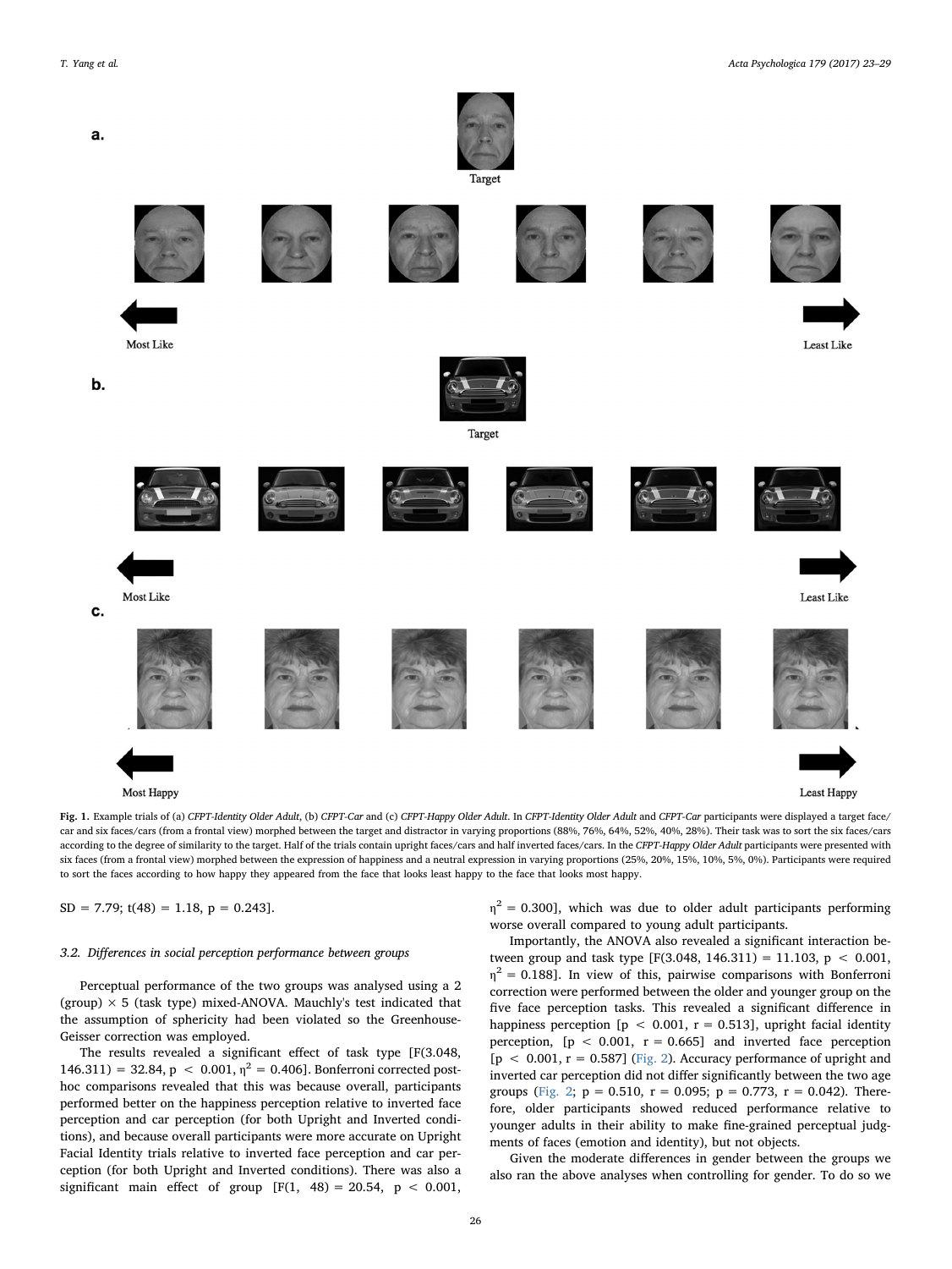a.

Target

Most Like

Least Like

b.

Target

Most Like

Least Like

c.

Most Happy

Least Happy

**Fig. 1.** Example trials of (a) *CFPT-Identity Older Adult*, (b) *CFPT-Car* and (c) *CFPT-Happy Older Adult*. In *CFPT-Identity Older Adult* and *CFPT-Car* participants were displayed a target face/car and six faces/cars (from a frontal view) morphed between the target and distractor in varying proportions (88%, 76%, 64%, 52%, 40%, 28%). Their task was to sort the six faces/cars according to the degree of similarity to the target. Half of the trials contain upright faces/cars and half inverted faces/cars. In the *CFPT-Happy Older Adult* participants were presented with six faces (from a frontal view) morphed between the expression of happiness and a neutral expression in varying proportions (25%, 20%, 15%, 10%, 5%, 0%). Participants were required to sort the faces according to how happy they appeared from the face that looks least happy to the face that looks most happy.

SD = 7.79; $t(48) = 1.18$, $p = 0.243$].

### 3.2. Differences in social perception performance between groups

Perceptual performance of the two groups was analysed using a 2 (group) × 5 (task type) mixed-ANOVA. Mauchly's test indicated that the assumption of sphericity had been violated so the Greenhouse-Geisser correction was employed.

The results revealed a significant effect of task type [$F(3.048, 146.311) = 32.84$, $p < 0.001$, $\eta^2 = 0.406$]. Bonferroni corrected post-hoc comparisons revealed that this was because overall, participants performed better on the happiness perception relative to inverted face perception and car perception (for both Upright and Inverted conditions), and because overall participants were more accurate on Upright Facial Identity trials relative to inverted face perception and car perception (for both Upright and Inverted conditions). There was also a significant main effect of group [$F(1, 48) = 20.54$, $p < 0.001$, $\eta^2 = 0.300$], which was due to older adult participants performing worse overall compared to young adult participants.

Importantly, the ANOVA also revealed a significant interaction between group and task type [$F(3.048, 146.311) = 11.103$, $p < 0.001$, $\eta^2 = 0.188$]. In view of this, pairwise comparisons with Bonferroni correction were performed between the older and younger group on the five face perception tasks. This revealed a significant difference in happiness perception [$p < 0.001$, $r = 0.513$], upright facial identity perception, [$p < 0.001$, $r = 0.665$] and inverted face perception [$p < 0.001$, $r = 0.587$] (Fig. 2). Accuracy performance of upright and inverted car perception did not differ significantly between the two age groups (Fig. 2; $p = 0.510$, $r = 0.095$; $p = 0.773$, $r = 0.042$). Therefore, older participants showed reduced performance relative to younger adults in their ability to make fine-grained perceptual judgments of faces (emotion and identity), but not objects.

Given the moderate differences in gender between the groups we also ran the above analyses when controlling for gender. To do so we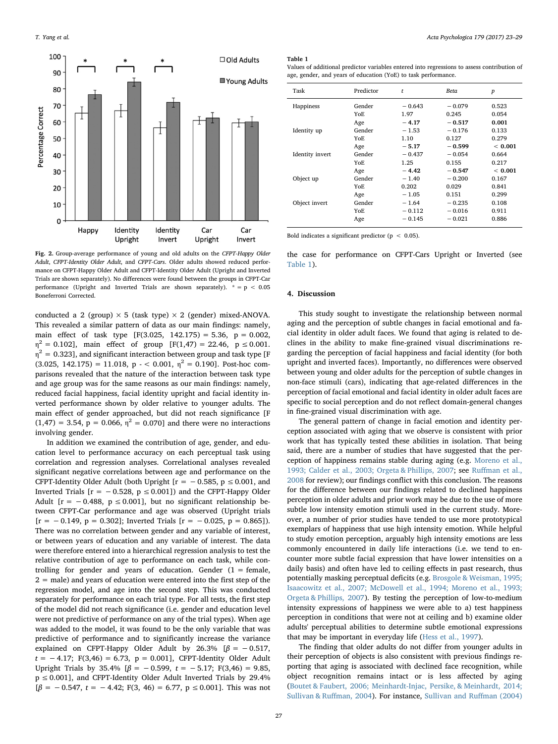Fig. 2. Group-average performance of young and old adults on the *CFPT-Happy Older Adult*, *CFPT-Identity Older Adult*, and *CFPT-Cars*. Older adults showed reduced performance on CFPT-Happy Older Adult and CFPT-Identity Older Adult (Upright and Inverted Trials are shown separately). No differences were found between the groups in CFPT-Car performance (Upright and Inverted Trials are shown separately). * = p < 0.05 Boneferroni Corrected.

conducted a 2 (group) × 5 (task type) × 2 (gender) mixed-ANOVA. This revealed a similar pattern of data as our main findings: namely, main effect of task type [$F(3.025, 142.175) = 5.36$, $p = 0.002$, $\eta^2 = 0.102$], main effect of group [$F(1,47) = 22.46$, $p \leq 0.001$. $\eta^2 = 0.323$], and significant interaction between group and task type [$F(3.025, 142.175) = 11.018$, p - < 0.001, $\eta^2 = 0.190$]. Post-hoc comparisons revealed that the nature of the interaction between task type and age group was for the same reasons as our main findings: namely, reduced facial happiness, facial identity upright and facial identity inverted performance shown by older relative to younger adults. The main effect of gender approached, but did not reach significance [$F(1,47) = 3.54$, $p = 0.066$, $\eta^2 = 0.070$] and there were no interactions involving gender.

In addition we examined the contribution of age, gender, and education level to performance accuracy on each perceptual task using correlation and regression analyses. Correlational analyses revealed significant negative correlations between age and performance on the CFPT-Identity Older Adult (both Upright [$r = -0.585$, $p \leq 0.001$, and Inverted Trials [$r = -0.528$, $p \leq 0.001$]) and the CFPT-Happy Older Adult [$r = -0.488$, $p \leq 0.001$], but no significant relationship between CFPT-Car performance and age was observed (Upright trials [$r = -0.149$, $p = 0.302$]; Inverted Trials [$r = -0.025$, $p = 0.865$]). There was no correlation between gender and any variable of interest, or between years of education and any variable of interest. The data were therefore entered into a hierarchical regression analysis to test the relative contribution of age to performance on each task, while controlling for gender and years of education. Gender (1 = female, 2 = male) and years of education were entered into the first step of the regression model, and age into the second step. This was conducted separately for performance on each trial type. For all tests, the first step of the model did not reach significance (i.e. gender and education level were not predictive of performance on any of the trial types). When age was added to the model, it was found to be the only variable that was predictive of performance and to significantly increase the variance explained on CFPT-Happy Older Adult by 26.3% [$\beta = -0.517$, $t = -4.17$; $F(3,46) = 6.73$, $p = 0.001$], CFPT-Identity Older Adult Upright Trials by 35.4% [$\beta = -0.599$, $t = -5.17$; $F(3,46) = 9.85$, $p \leq 0.001$], and CFPT-Identity Older Adult Inverted Trials by 29.4% [$\beta = -0.547$, $t = -4.42$; $F(3, 46) = 6.77$, $p \leq 0.001$]. This was not the case for performance on CFPT-Cars Upright or Inverted (see Table 1).

**Table 1**
Values of additional predictor variables entered into regressions to assess contribution of age, gender, and years of education (YoE) to task performance.

| Task | Predictor | *t* | *Beta* | *p* |
|---|---|---|---|---|
| Happiness | Gender | −0.643 | −0.079 | 0.523 |
| | YoE | 1.97 | 0.245 | 0.054 |
| | Age | **−4.17** | **−0.517** | **0.001** |
| Identity up | Gender | −1.53 | −0.176 | 0.133 |
| | YoE | 1.10 | 0.127 | 0.279 |
| | Age | **−5.17** | **−0.599** | **< 0.001** |
| Identity invert | Gender | −0.437 | −0.054 | 0.664 |
| | YoE | 1.25 | 0.155 | 0.217 |
| | Age | **−4.42** | **−0.547** | **< 0.001** |
| Object up | Gender | −1.40 | −0.200 | 0.167 |
| | YoE | 0.202 | 0.029 | 0.841 |
| | Age | −1.05 | 0.151 | 0.299 |
| Object invert | Gender | −1.64 | −0.235 | 0.108 |
| | YoE | −0.112 | −0.016 | 0.911 |
| | Age | −0.145 | −0.021 | 0.886 |

Bold indicates a significant predictor ($p < 0.05$).

## 4. Discussion

This study sought to investigate the relationship between normal aging and the perception of subtle changes in facial emotional and facial identity in older adult faces. We found that aging is related to declines in the ability to make fine-grained visual discriminations regarding the perception of facial happiness and facial identity (for both upright and inverted faces). Importantly, no differences were observed between young and older adults for the perception of subtle changes in non-face stimuli (cars), indicating that age-related differences in the perception of facial emotional and facial identity in older adult faces are specific to social perception and do not reflect domain-general changes in fine-grained visual discrimination with age.

The general pattern of change in facial emotion and identity perception associated with aging that we observe is consistent with prior work that has typically tested these abilities in isolation. That being said, there are a number of studies that have suggested that the perception of happiness remains stable during aging (e.g. Moreno et al., 1993; Calder et al., 2003; Orgeta & Phillips, 2007; see Ruffman et al., 2008 for review); our findings conflict with this conclusion. The reasons for the difference between our findings related to declined happiness perception in older adults and prior work may be due to the use of more subtle low intensity emotion stimuli used in the current study. Moreover, a number of prior studies have tended to use more prototypical exemplars of happiness that use high intensity emotion. While helpful to study emotion perception, arguably high intensity emotions are less commonly encountered in daily life interactions (i.e. we tend to encounter more subtle facial expression that have lower intensities on a daily basis) and often have led to ceiling effects in past research, thus potentially masking perceptual deficits (e.g. Brosgole & Weisman, 1995; Isaacowitz et al., 2007; McDowell et al., 1994; Moreno et al., 1993; Orgeta & Phillips, 2007). By testing the perception of low-to-medium intensity expressions of happiness we were able to a) test happiness perception in conditions that were not at ceiling and b) examine older adults' perceptual abilities to determine subtle emotional expressions that may be important in everyday life (Hess et al., 1997).

The finding that older adults do not differ from younger adults in their perception of objects is also consistent with previous findings reporting that aging is associated with declined face recognition, while object recognition remains intact or is less affected by aging (Boutet & Faubert, 2006; Meinhardt-Injac, Persike, & Meinhardt, 2014; Sullivan & Ruffman, 2004). For instance, Sullivan and Ruffman (2004)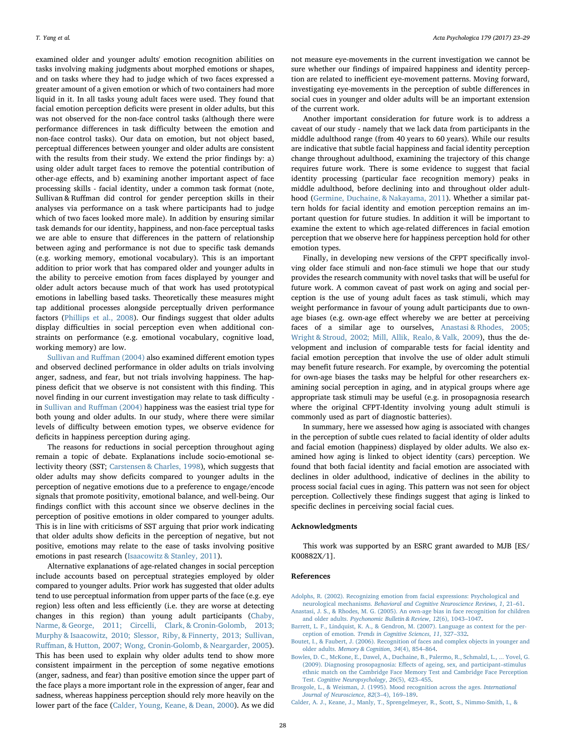examined older and younger adults' emotion recognition abilities on tasks involving making judgments about morphed emotions or shapes, and on tasks where they had to judge which of two faces expressed a greater amount of a given emotion or which of two containers had more liquid in it. In all tasks young adult faces were used. They found that facial emotion perception deficits were present in older adults, but this was not observed for the non-face control tasks (although there were performance differences in task difficulty between the emotion and non-face control tasks). Our data on emotion, but not object based, perceptual differences between younger and older adults are consistent with the results from their study. We extend the prior findings by: a) using older adult target faces to remove the potential contribution of other-age effects, and b) examining another important aspect of face processing skills - facial identity, under a common task format (note, Sullivan & Ruffman did control for gender perception skills in their analyses via performance on a task where participants had to judge which of two faces looked more male). In addition by ensuring similar task demands for our identity, happiness, and non-face perceptual tasks we are able to ensure that differences in the pattern of relationship between aging and performance is not due to specific task demands (e.g. working memory, emotional vocabulary). This is an important addition to prior work that has compared older and younger adults in the ability to perceive emotion from faces displayed by younger and older adult actors because much of that work has used prototypical emotions in labelling based tasks. Theoretically these measures might tap additional processes alongside perceptually driven performance factors (Phillips et al., 2008). Our findings suggest that older adults display difficulties in social perception even when additional constraints on performance (e.g. emotional vocabulary, cognitive load, working memory) are low.

Sullivan and Ruffman (2004) also examined different emotion types and observed declined performance in older adults on trials involving anger, sadness, and fear, but not trials involving happiness. The happiness deficit that we observe is not consistent with this finding. This novel finding in our current investigation may relate to task difficulty - in Sullivan and Ruffman (2004) happiness was the easiest trial type for both young and older adults. In our study, where there were similar levels of difficulty between emotion types, we observe evidence for deficits in happiness perception during aging.

The reasons for reductions in social perception throughout aging remain a topic of debate. Explanations include socio-emotional selectivity theory (SST; Carstensen & Charles, 1998), which suggests that older adults may show deficits compared to younger adults in the perception of negative emotions due to a preference to engage/encode signals that promote positivity, emotional balance, and well-being. Our findings conflict with this account since we observe declines in the perception of positive emotions in older compared to younger adults. This is in line with criticisms of SST arguing that prior work indicating that older adults show deficits in the perception of negative, but not positive, emotions may relate to the ease of tasks involving positive emotions in past research (Isaacowitz & Stanley, 2011).

Alternative explanations of age-related changes in social perception include accounts based on perceptual strategies employed by older compared to younger adults. Prior work has suggested that older adults tend to use perceptual information from upper parts of the face (e.g. eye region) less often and less efficiently (i.e. they are worse at detecting changes in this region) than young adult participants (Chaby, Narme, & George, 2011; Circelli, Clark, & Cronin-Golomb, 2013; Murphy & Isaacowitz, 2010; Slessor, Riby, & Finnerty, 2013; Sullivan, Ruffman, & Hutton, 2007; Wong, Cronin-Golomb, & Neargarder, 2005). This has been used to explain why older adults tend to show more consistent impairment in the perception of some negative emotions (anger, sadness, and fear) than positive emotion since the upper part of the face plays a more important role in the expression of anger, fear and sadness, whereas happiness perception should rely more heavily on the lower part of the face (Calder, Young, Keane, & Dean, 2000). As we did not measure eye-movements in the current investigation we cannot be sure whether our findings of impaired happiness and identity perception are related to inefficient eye-movement patterns. Moving forward, investigating eye-movements in the perception of subtle differences in social cues in younger and older adults will be an important extension of the current work.

Another important consideration for future work is to address a caveat of our study - namely that we lack data from participants in the middle adulthood range (from 40 years to 60 years). While our results are indicative that subtle facial happiness and facial identity perception change throughout adulthood, examining the trajectory of this change requires future work. There is some evidence to suggest that facial identity processing (particular face recognition memory) peaks in middle adulthood, before declining into and throughout older adulthood (Germine, Duchaine, & Nakayama, 2011). Whether a similar pattern holds for facial identity and emotion perception remains an important question for future studies. In addition it will be important to examine the extent to which age-related differences in facial emotion perception that we observe here for happiness perception hold for other emotion types.

Finally, in developing new versions of the CFPT specifically involving older face stimuli and non-face stimuli we hope that our study provides the research community with novel tasks that will be useful for future work. A common caveat of past work on aging and social perception is the use of young adult faces as task stimuli, which may weight performance in favour of young adult participants due to own-age biases (e.g. own-age effect whereby we are better at perceiving faces of a similar age to ourselves, Anastasi & Rhodes, 2005; Wright & Stroud, 2002; Mill, Allik, Realo, & Valk, 2009), thus the development and inclusion of comparable tests for facial identity and facial emotion perception that involve the use of older adult stimuli may benefit future research. For example, by overcoming the potential for own-age biases the tasks may be helpful for other researchers examining social perception in aging, and in atypical groups where age appropriate task stimuli may be useful (e.g. in prosopagnosia research where the original CFPT-Identity involving young adult stimuli is commonly used as part of diagnostic batteries).

In summary, here we assessed how aging is associated with changes in the perception of subtle cues related to facial identity of older adults and facial emotion (happiness) displayed by older adults. We also examined how aging is linked to object identity (cars) perception. We found that both facial identity and facial emotion are associated with declines in older adulthood, indicative of declines in the ability to process social facial cues in aging. This pattern was not seen for object perception. Collectively these findings suggest that aging is linked to specific declines in perceiving social facial cues.

## Acknowledgments

This work was supported by an ESRC grant awarded to MJB [ES/K00882X/1].

## References

Adolphs, R. (2002). Recognizing emotion from facial expressions: Psychological and neurological mechanisms. *Behavioral and Cognitive Neuroscience Reviews, 1*, 21–61.

Anastasi, J. S., & Rhodes, M. G. (2005). An own-age bias in face recognition for children and older adults. *Psychonomic Bulletin & Review, 12*(6), 1043–1047.

Barrett, L. F., Lindquist, K. A., & Gendron, M. (2007). Language as context for the perception of emotion. *Trends in Cognitive Sciences, 11*, 327–332.

Boutet, I., & Faubert, J. (2006). Recognition of faces and complex objects in younger and older adults. *Memory & Cognition, 34*(4), 854–864.

Bowles, D. C., McKone, E., Dawel, A., Duchaine, B., Palermo, R., Schmalzl, L., ... Yovel, G. (2009). Diagnosing prosopagnosia: Effects of ageing, sex, and participant–stimulus ethnic match on the Cambridge Face Memory Test and Cambridge Face Perception Test. *Cognitive Neuropsychology, 26*(5), 423–455.

Brosgole, L., & Weisman, J. (1995). Mood recognition across the ages. *International Journal of Neuroscience, 82*(3–4), 169–189.

Calder, A. J., Keane, J., Manly, T., Sprengelmeyer, R., Scott, S., Nimmo-Smith, I., &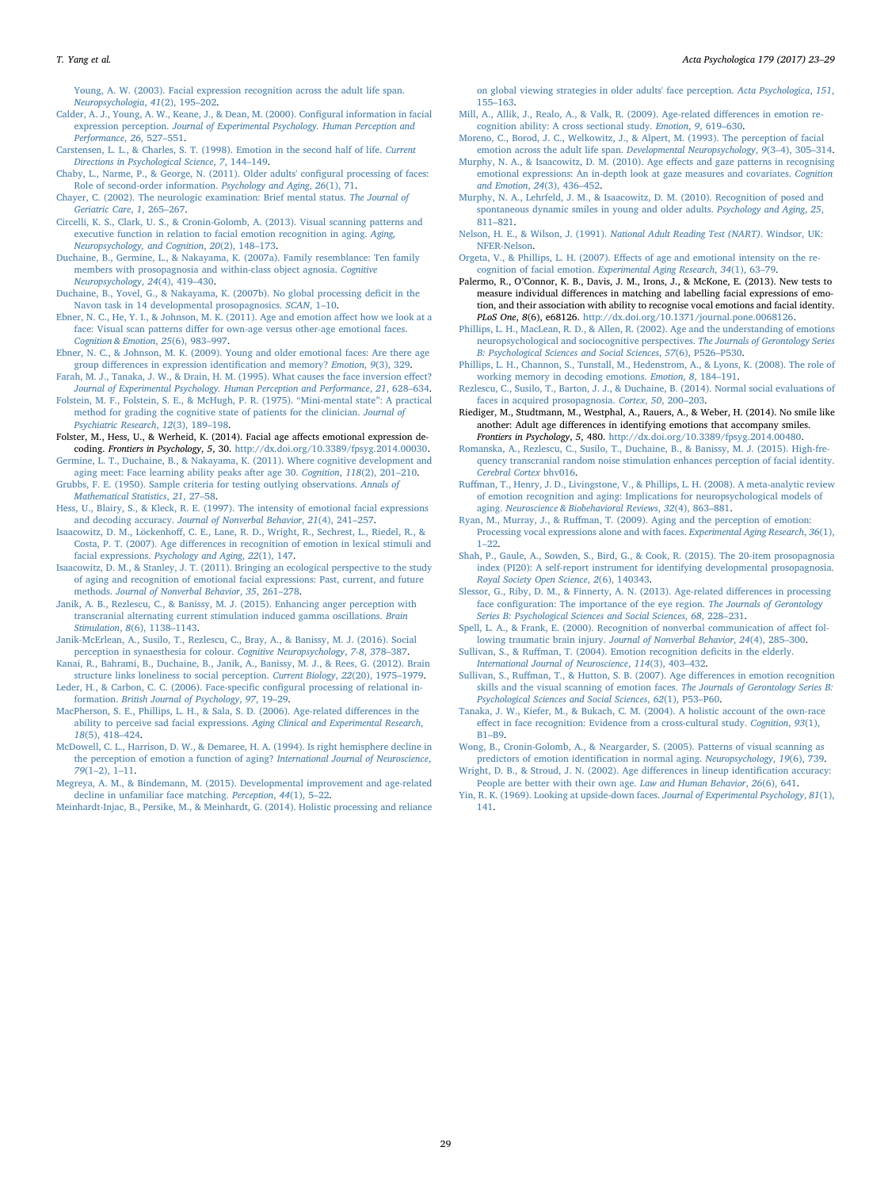Young, A. W. (2003). Facial expression recognition across the adult life span. *Neuropsychologia, 41*(2), 195–202.

Calder, A. J., Young, A. W., Keane, J., & Dean, M. (2000). Configural information in facial expression perception. *Journal of Experimental Psychology. Human Perception and Performance, 26*, 527–551.

Carstensen, L. L., & Charles, S. T. (1998). Emotion in the second half of life. *Current Directions in Psychological Science, 7*, 144–149.

Chaby, L., Narme, P., & George, N. (2011). Older adults' configural processing of faces: Role of second-order information. *Psychology and Aging, 26*(1), 71.

Chayer, C. (2002). The neurologic examination: Brief mental status. *The Journal of Geriatric Care, 1*, 265–267.

Circelli, K. S., Clark, U. S., & Cronin-Golomb, A. (2013). Visual scanning patterns and executive function in relation to facial emotion recognition in aging. *Aging, Neuropsychology, and Cognition, 20*(2), 148–173.

Duchaine, B., Germine, L., & Nakayama, K. (2007a). Family resemblance: Ten family members with prosopagnosia and within-class object agnosia. *Cognitive Neuropsychology, 24*(4), 419–430.

Duchaine, B., Yovel, G., & Nakayama, K. (2007b). No global processing deficit in the Navon task in 14 developmental prosopagnostics. *SCAN*, 1–10.

Ebner, N. C., He, Y. I., & Johnson, M. K. (2011). Age and emotion affect how we look at a face: Visual scan patterns differ for own-age versus other-age emotional faces. *Cognition & Emotion, 25*(6), 983–997.

Ebner, N. C., & Johnson, M. K. (2009). Young and older emotional faces: Are there age group differences in expression identification and memory? *Emotion, 9*(3), 329.

Farah, M. J., Tanaka, J. W., & Drain, H. M. (1995). What causes the face inversion effect? *Journal of Experimental Psychology. Human Perception and Performance, 21*, 628–634.

Folstein, M. F., Folstein, S. E., & McHugh, P. R. (1975). "Mini-mental state": A practical method for grading the cognitive state of patients for the clinician. *Journal of Psychiatric Research, 12*(3), 189–198.

Folster, M., Hess, U., & Werheid, K. (2014). Facial age affects emotional expression decoding. *Frontiers in Psychology, 5*, 30. http://dx.doi.org/10.3389/fpsyg.2014.00030.

Germine, L. T., Duchaine, B., & Nakayama, K. (2011). Where cognitive development and aging meet: Face learning ability peaks after age 30. *Cognition, 118*(2), 201–210.

Grubbs, F. E. (1950). Sample criteria for testing outlying observations. *Annals of Mathematical Statistics, 21*, 27–58.

Hess, U., Blairy, S., & Kleck, R. E. (1997). The intensity of emotional facial expressions and decoding accuracy. *Journal of Nonverbal Behavior, 21*(4), 241–257.

Isaacowitz, D. M., Löckenhoff, C. E., Lane, R. D., Wright, R., Sechrest, L., Riedel, R., & Costa, P. T. (2007). Age differences in recognition of emotion in lexical stimuli and facial expressions. *Psychology and Aging, 22*(1), 147.

Isaacowitz, D. M., & Stanley, J. T. (2011). Bringing an ecological perspective to the study of aging and recognition of emotional facial expressions: Past, current, and future methods. *Journal of Nonverbal Behavior, 35*, 261–278.

Janik, A. B., Rezlescu, C., & Banissy, M. J. (2015). Enhancing anger perception with transcranial alternating current stimulation induced gamma oscillations. *Brain Stimulation, 8*(6), 1138–1143.

Janik-McErlean, A., Susilo, T., Rezlescu, C., Bray, A., & Banissy, M. J. (2016). Social perception in synaesthesia for colour. *Cognitive Neuropsychology, 7-8*, 378–387.

Kanai, R., Bahrami, B., Duchaine, B., Janik, A., Banissy, M. J., & Rees, G. (2012). Brain structure links loneliness to social perception. *Current Biology, 22*(20), 1975–1979.

Leder, H., & Carbon, C. C. (2006). Face-specific configural processing of relational information. *British Journal of Psychology, 97*, 19–29.

MacPherson, S. E., Phillips, L. H., & Sala, S. D. (2006). Age-related differences in the ability to perceive sad facial expressions. *Aging Clinical and Experimental Research, 18*(5), 418–424.

McDowell, C. L., Harrison, D. W., & Demaree, H. A. (1994). Is right hemisphere decline in the perception of emotion a function of aging? *International Journal of Neuroscience, 79*(1–2), 1–11.

Megreya, A. M., & Bindemann, M. (2015). Developmental improvement and age-related decline in unfamiliar face matching. *Perception, 44*(1), 5–22.

Meinhardt-Injac, B., Persike, M., & Meinhardt, G. (2014). Holistic processing and reliance on global viewing strategies in older adults' face perception. *Acta Psychologica, 151*, 155–163.

Mill, A., Allik, J., Realo, A., & Valk, R. (2009). Age-related differences in emotion recognition ability: A cross sectional study. *Emotion, 9*, 619–630.

Moreno, C., Borod, J. C., Welkowitz, J., & Alpert, M. (1993). The perception of facial emotion across the adult life span. *Developmental Neuropsychology, 9*(3–4), 305–314.

Murphy, N. A., & Isaacowitz, D. M. (2010). Age effects and gaze patterns in recognising emotional expressions: An in-depth look at gaze measures and covariates. *Cognition and Emotion, 24*(3), 436–452.

Murphy, N. A., Lehrfeld, J. M., & Isaacowitz, D. M. (2010). Recognition of posed and spontaneous dynamic smiles in young and older adults. *Psychology and Aging, 25*, 811–821.

Nelson, H. E., & Wilson, J. (1991). *National Adult Reading Test (NART)*. Windsor, UK: NFER-Nelson.

Orgeta, V., & Phillips, L. H. (2007). Effects of age and emotional intensity on the recognition of facial emotion. *Experimental Aging Research, 34*(1), 63–79.

Palermo, R., O'Connor, K. B., Davis, J. M., Irons, J., & McKone, E. (2013). New tests to measure individual differences in matching and labelling facial expressions of emotion, and their association with ability to recognise vocal emotions and facial identity. *PLoS One, 8*(6), e68126. http://dx.doi.org/10.1371/journal.pone.0068126.

Phillips, L. H., MacLean, R. D., & Allen, R. (2002). Age and the understanding of emotions neuropsychological and sociocognitive perspectives. *The Journals of Gerontology Series B: Psychological Sciences and Social Sciences, 57*(6), P526–P530.

Phillips, L. H., Channon, S., Tunstall, M., Hedenstrom, A., & Lyons, K. (2008). The role of working memory in decoding emotions. *Emotion, 8*, 184–191.

Rezlescu, C., Susilo, T., Barton, J. J., & Duchaine, B. (2014). Normal social evaluations of faces in acquired prosopagnosia. *Cortex, 50*, 200–203.

Riediger, M., Studtmann, M., Westphal, A., Rauers, A., & Weber, H. (2014). No smile like another: Adult age differences in identifying emotions that accompany smiles. *Frontiers in Psychology, 5*, 480. http://dx.doi.org/10.3389/fpsyg.2014.00480.

Romanska, A., Rezlescu, C., Susilo, T., Duchaine, B., & Banissy, M. J. (2015). High-frequency transcranial random noise stimulation enhances perception of facial identity. *Cerebral Cortex* bhv016.

Ruffman, T., Henry, J. D., Livingstone, V., & Phillips, L. H. (2008). A meta-analytic review of emotion recognition and aging: Implications for neuropsychological models of aging. *Neuroscience & Biobehavioral Reviews, 32*(4), 863–881.

Ryan, M., Murray, J., & Ruffman, T. (2009). Aging and the perception of emotion: Processing vocal expressions alone and with faces. *Experimental Aging Research, 36*(1), 1–22.

Shah, P., Gaule, A., Sowden, S., Bird, G., & Cook, R. (2015). The 20-item prosopagnosia index (PI20): A self-report instrument for identifying developmental prosopagnosia. *Royal Society Open Science, 2*(6), 140343.

Slessor, G., Riby, D. M., & Finnerty, A. N. (2013). Age-related differences in processing face configuration: The importance of the eye region. *The Journals of Gerontology Series B: Psychological Sciences and Social Sciences, 68*, 228–231.

Spell, L. A., & Frank, E. (2000). Recognition of nonverbal communication of affect following traumatic brain injury. *Journal of Nonverbal Behavior, 24*(4), 285–300.

Sullivan, S., & Ruffman, T. (2004). Emotion recognition deficits in the elderly. *International Journal of Neuroscience, 114*(3), 403–432.

Sullivan, S., Ruffman, T., & Hutton, S. B. (2007). Age differences in emotion recognition skills and the visual scanning of emotion faces. *The Journals of Gerontology Series B: Psychological Sciences and Social Sciences, 62*(1), P53–P60.

Tanaka, J. W., Kiefer, M., & Bukach, C. M. (2004). A holistic account of the own-race effect in face recognition: Evidence from a cross-cultural study. *Cognition, 93*(1), B1–B9.

Wong, B., Cronin-Golomb, A., & Neargarder, S. (2005). Patterns of visual scanning as predictors of emotion identification in normal aging. *Neuropsychology, 19*(6), 739.

Wright, D. B., & Stroud, J. N. (2002). Age differences in lineup identification accuracy: People are better with their own age. *Law and Human Behavior, 26*(6), 641.

Yin, R. K. (1969). Looking at upside-down faces. *Journal of Experimental Psychology, 81*(1), 141.